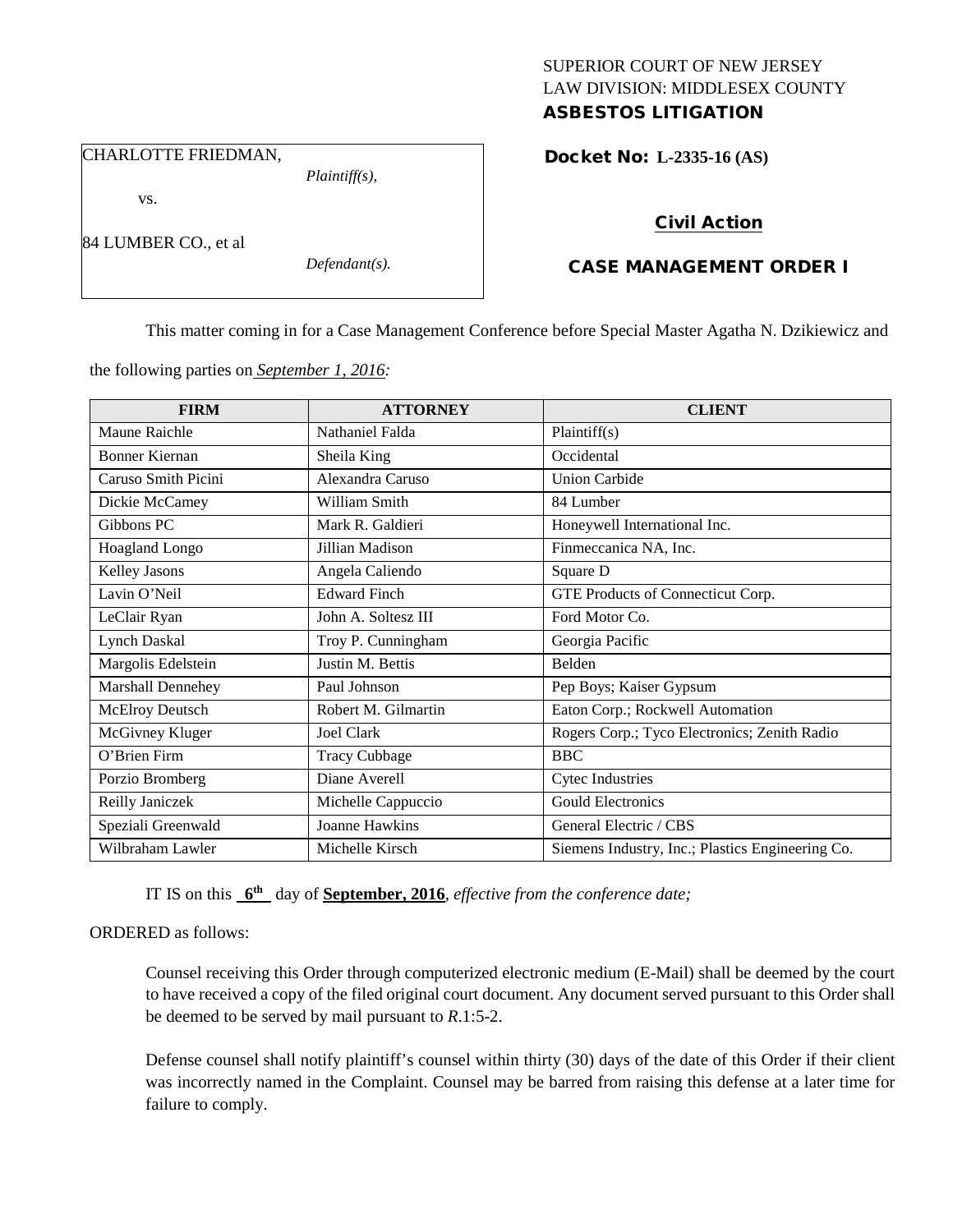SUPERIOR COURT OF NEW JERSEY
LAW DIVISION: MIDDLESEX COUNTY
**ASBESTOS LITIGATION**

CHARLOTTE FRIEDMAN,
*Plaintiff(s),*

vs.

84 LUMBER CO., et al
*Defendant(s).*

**Docket No: L-2335-16 (AS)**

**Civil Action**

**CASE MANAGEMENT ORDER I**

This matter coming in for a Case Management Conference before Special Master Agatha N. Dzikiewicz and the following parties on *September 1, 2016:*

| FIRM | ATTORNEY | CLIENT |
| --- | --- | --- |
| Maune Raichle | Nathaniel Falda | Plaintiff(s) |
| Bonner Kiernan | Sheila King | Occidental |
| Caruso Smith Picini | Alexandra Caruso | Union Carbide |
| Dickie McCamey | William Smith | 84 Lumber |
| Gibbons PC | Mark R. Galdieri | Honeywell International Inc. |
| Hoagland Longo | Jillian Madison | Finmeccanica NA, Inc. |
| Kelley Jasons | Angela Caliendo | Square D |
| Lavin O'Neil | Edward Finch | GTE Products of Connecticut Corp. |
| LeClair Ryan | John A. Soltesz III | Ford Motor Co. |
| Lynch Daskal | Troy P. Cunningham | Georgia Pacific |
| Margolis Edelstein | Justin M. Bettis | Belden |
| Marshall Dennehey | Paul Johnson | Pep Boys; Kaiser Gypsum |
| McElroy Deutsch | Robert M. Gilmartin | Eaton Corp.; Rockwell Automation |
| McGivney Kluger | Joel Clark | Rogers Corp.; Tyco Electronics; Zenith Radio |
| O'Brien Firm | Tracy Cubbage | BBC |
| Porzio Bromberg | Diane Averell | Cytec Industries |
| Reilly Janiczek | Michelle Cappuccio | Gould Electronics |
| Speziali Greenwald | Joanne Hawkins | General Electric / CBS |
| Wilbraham Lawler | Michelle Kirsch | Siemens Industry, Inc.; Plastics Engineering Co. |

IT IS on this **6th** day of **September, 2016**, *effective from the conference date;*

ORDERED as follows:

Counsel receiving this Order through computerized electronic medium (E-Mail) shall be deemed by the court to have received a copy of the filed original court document. Any document served pursuant to this Order shall be deemed to be served by mail pursuant to *R*.1:5-2.

Defense counsel shall notify plaintiff's counsel within thirty (30) days of the date of this Order if their client was incorrectly named in the Complaint. Counsel may be barred from raising this defense at a later time for failure to comply.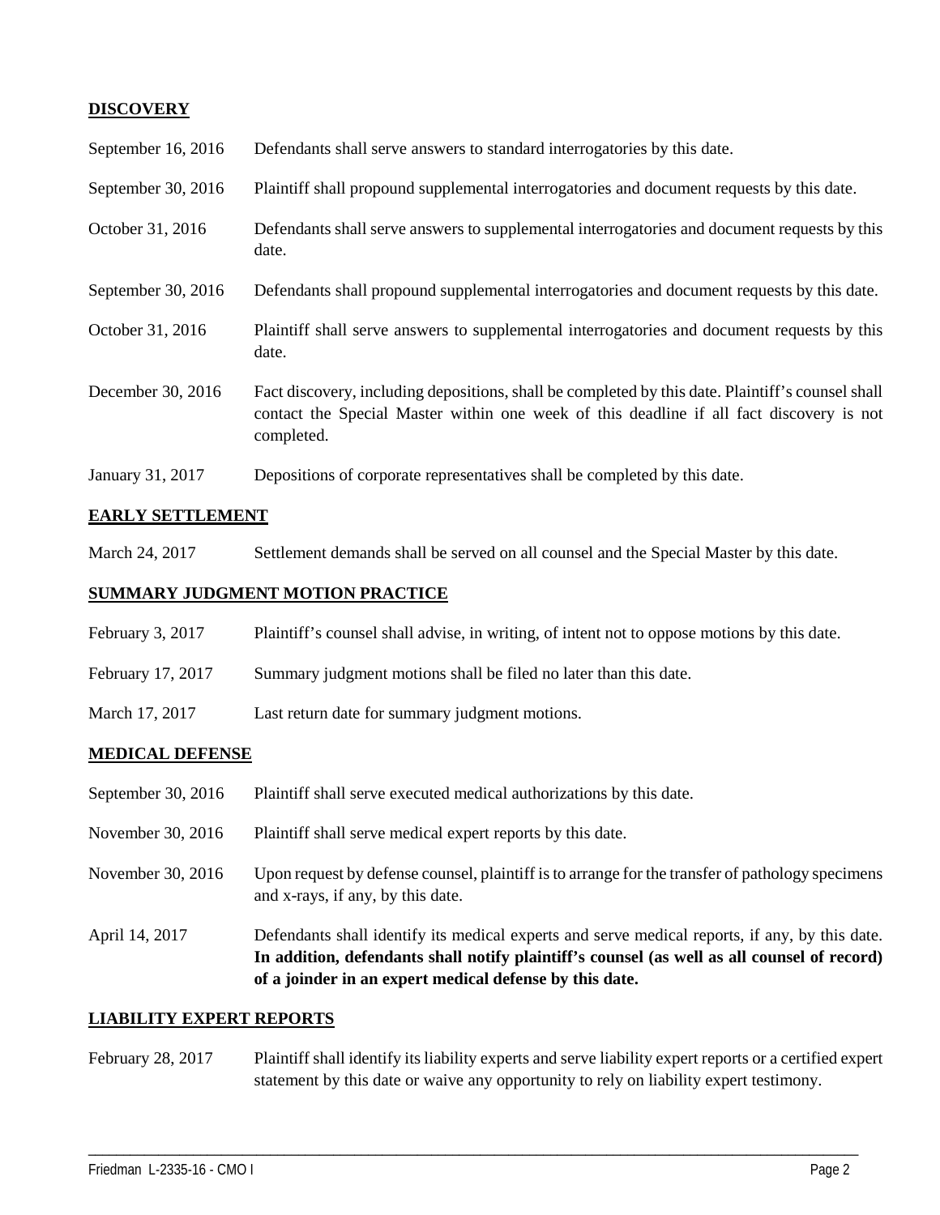## DISCOVERY

| | |
|---|---|
| September 16, 2016 | Defendants shall serve answers to standard interrogatories by this date. |
| September 30, 2016 | Plaintiff shall propound supplemental interrogatories and document requests by this date. |
| October 31, 2016 | Defendants shall serve answers to supplemental interrogatories and document requests by this date. |
| September 30, 2016 | Defendants shall propound supplemental interrogatories and document requests by this date. |
| October 31, 2016 | Plaintiff shall serve answers to supplemental interrogatories and document requests by this date. |
| December 30, 2016 | Fact discovery, including depositions, shall be completed by this date. Plaintiff's counsel shall contact the Special Master within one week of this deadline if all fact discovery is not completed. |
| January 31, 2017 | Depositions of corporate representatives shall be completed by this date. |

## EARLY SETTLEMENT

| | |
|---|---|
| March 24, 2017 | Settlement demands shall be served on all counsel and the Special Master by this date. |

## SUMMARY JUDGMENT MOTION PRACTICE

| | |
|---|---|
| February 3, 2017 | Plaintiff's counsel shall advise, in writing, of intent not to oppose motions by this date. |
| February 17, 2017 | Summary judgment motions shall be filed no later than this date. |
| March 17, 2017 | Last return date for summary judgment motions. |

## MEDICAL DEFENSE

| | |
|---|---|
| September 30, 2016 | Plaintiff shall serve executed medical authorizations by this date. |
| November 30, 2016 | Plaintiff shall serve medical expert reports by this date. |
| November 30, 2016 | Upon request by defense counsel, plaintiff is to arrange for the transfer of pathology specimens and x-rays, if any, by this date. |
| April 14, 2017 | Defendants shall identify its medical experts and serve medical reports, if any, by this date. **In addition, defendants shall notify plaintiff's counsel (as well as all counsel of record) of a joinder in an expert medical defense by this date.** |

## LIABILITY EXPERT REPORTS

| | |
|---|---|
| February 28, 2017 | Plaintiff shall identify its liability experts and serve liability expert reports or a certified expert statement by this date or waive any opportunity to rely on liability expert testimony. |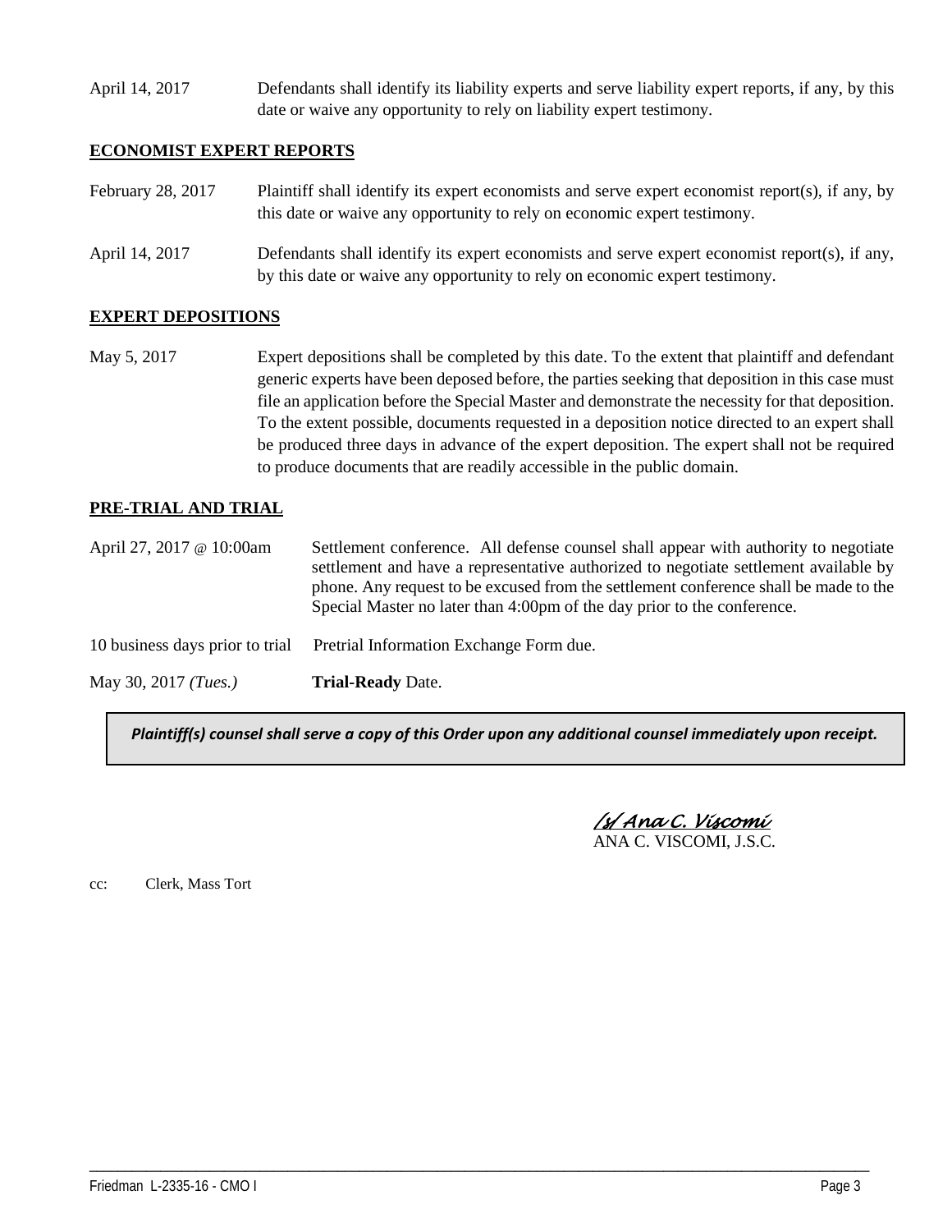| | |
|---|---|
| April 14, 2017 | Defendants shall identify its liability experts and serve liability expert reports, if any, by this date or waive any opportunity to rely on liability expert testimony. |

## ECONOMIST EXPERT REPORTS

| | |
|---|---|
| February 28, 2017 | Plaintiff shall identify its expert economists and serve expert economist report(s), if any, by this date or waive any opportunity to rely on economic expert testimony. |
| April 14, 2017 | Defendants shall identify its expert economists and serve expert economist report(s), if any, by this date or waive any opportunity to rely on economic expert testimony. |

## EXPERT DEPOSITIONS

| | |
|---|---|
| May 5, 2017 | Expert depositions shall be completed by this date. To the extent that plaintiff and defendant generic experts have been deposed before, the parties seeking that deposition in this case must file an application before the Special Master and demonstrate the necessity for that deposition. To the extent possible, documents requested in a deposition notice directed to an expert shall be produced three days in advance of the expert deposition. The expert shall not be required to produce documents that are readily accessible in the public domain. |

## PRE-TRIAL AND TRIAL

| | |
|---|---|
| April 27, 2017 @ 10:00am | Settlement conference. All defense counsel shall appear with authority to negotiate settlement and have a representative authorized to negotiate settlement available by phone. Any request to be excused from the settlement conference shall be made to the Special Master no later than 4:00pm of the day prior to the conference. |
| 10 business days prior to trial | Pretrial Information Exchange Form due. |
| May 30, 2017 *(Tues.)* | **Trial-Ready** Date. |

***Plaintiff(s) counsel shall serve a copy of this Order upon any additional counsel immediately upon receipt.***

*/s/ Ana C. Viscomi*
ANA C. VISCOMI, J.S.C.

cc: Clerk, Mass Tort